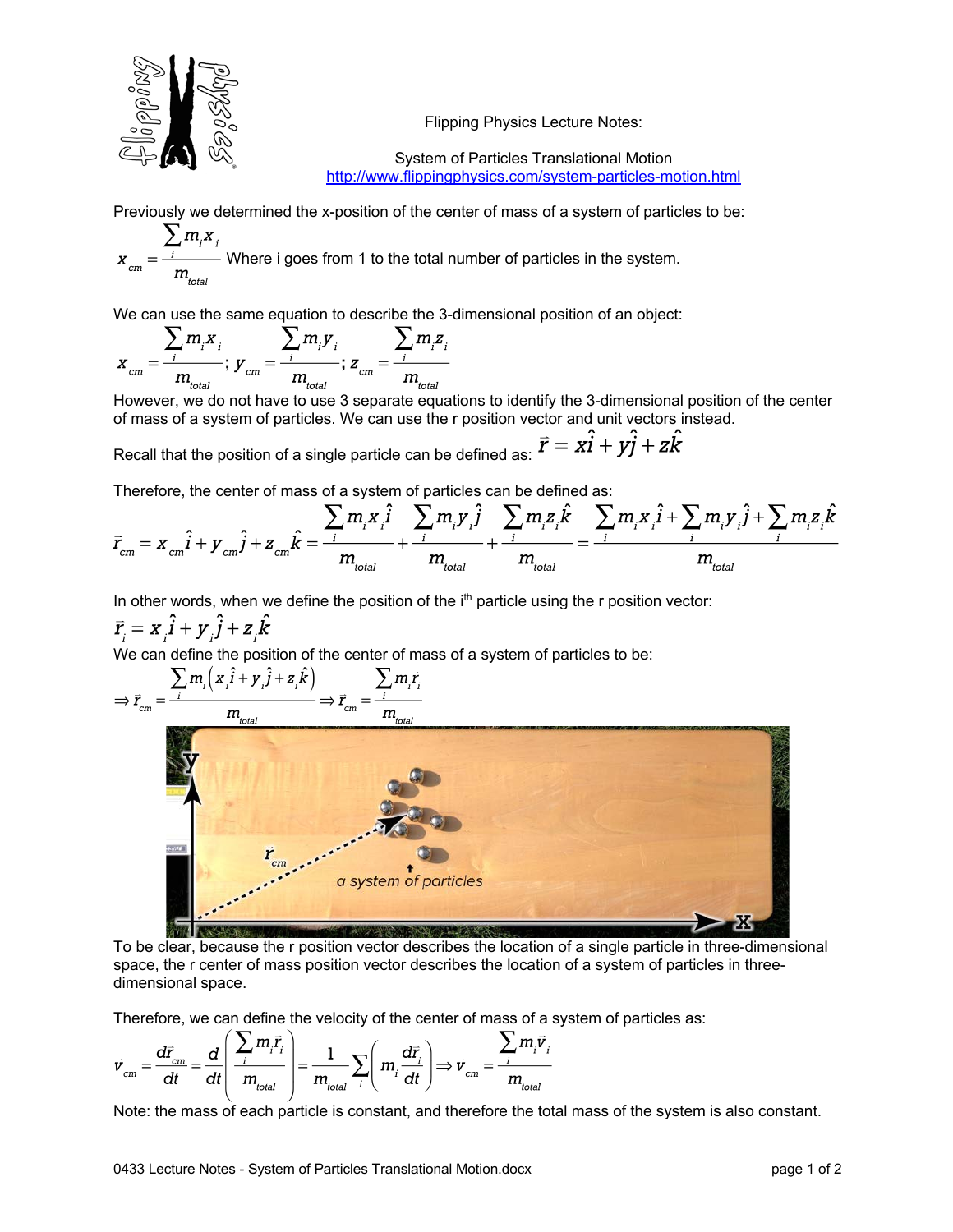Flipping Physics Lecture Notes:

System of Particles Translational Motion
http://www.flippingphysics.com/system-particles-motion.html

Previously we determined the x-position of the center of mass of a system of particles to be:

$$x_{cm} = \frac{\sum_i m_i x_i}{m_{total}}$$ Where i goes from 1 to the total number of particles in the system.

We can use the same equation to describe the 3-dimensional position of an object:

$$x_{cm} = \frac{\sum_i m_i x_i}{m_{total}};\ y_{cm} = \frac{\sum_i m_i y_i}{m_{total}};\ z_{cm} = \frac{\sum_i m_i z_i}{m_{total}}$$

However, we do not have to use 3 separate equations to identify the 3-dimensional position of the center of mass of a system of particles. We can use the r position vector and unit vectors instead.

Recall that the position of a single particle can be defined as: $\vec{r} = x\hat{i} + y\hat{j} + z\hat{k}$

Therefore, the center of mass of a system of particles can be defined as:

$$\vec{r}_{cm} = x_{cm}\hat{i} + y_{cm}\hat{j} + z_{cm}\hat{k} = \frac{\sum_i m_i x_i \hat{i}}{m_{total}} + \frac{\sum_i m_i y_i \hat{j}}{m_{total}} + \frac{\sum_i m_i z_i \hat{k}}{m_{total}} = \frac{\sum_i m_i x_i \hat{i} + \sum_i m_i y_i \hat{j} + \sum_i m_i z_i \hat{k}}{m_{total}}$$

In other words, when we define the position of the i[th] particle using the r position vector:

$$\vec{r}_i = x_i\hat{i} + y_i\hat{j} + z_i\hat{k}$$

We can define the position of the center of mass of a system of particles to be:

$$\Rightarrow \vec{r}_{cm} = \frac{\sum_i m_i \left( x_i\hat{i} + y_i\hat{j} + z_i\hat{k} \right)}{m_{total}} \Rightarrow \vec{r}_{cm} = \frac{\sum_i m_i \vec{r}_i}{m_{total}}$$

To be clear, because the r position vector describes the location of a single particle in three-dimensional space, the r center of mass position vector describes the location of a system of particles in three-dimensional space.

Therefore, we can define the velocity of the center of mass of a system of particles as:

$$\vec{v}_{cm} = \frac{d\vec{r}_{cm}}{dt} = \frac{d}{dt}\left( \frac{\sum_i m_i \vec{r}_i}{m_{total}} \right) = \frac{1}{m_{total}} \sum_i \left( m_i \frac{d\vec{r}_i}{dt} \right) \Rightarrow \vec{v}_{cm} = \frac{\sum_i m_i \vec{v}_i}{m_{total}}$$

Note: the mass of each particle is constant, and therefore the total mass of the system is also constant.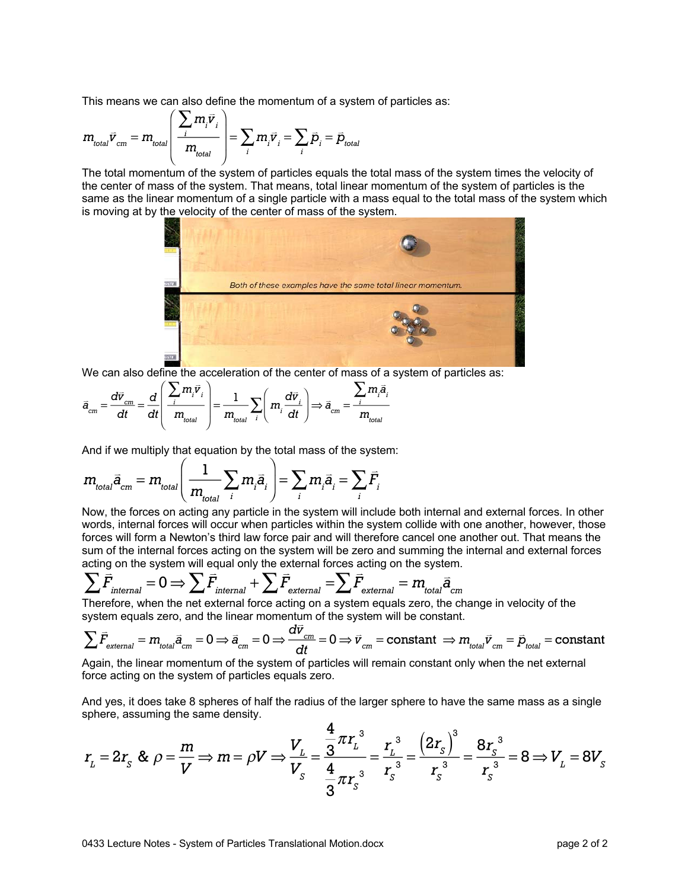This means we can also define the momentum of a system of particles as:

$$m_{total}\vec{v}_{cm} = m_{total}\left(\frac{\sum_i m_i\vec{v}_i}{m_{total}}\right) = \sum_i m_i\vec{v}_i = \sum_i \vec{p}_i = \vec{p}_{total}$$

The total momentum of the system of particles equals the total mass of the system times the velocity of the center of mass of the system. That means, total linear momentum of the system of particles is the same as the linear momentum of a single particle with a mass equal to the total mass of the system which is moving at by the velocity of the center of mass of the system.

*Both of these examples have the same total linear momentum.*

We can also define the acceleration of the center of mass of a system of particles as:

$$\vec{a}_{cm} = \frac{d\vec{v}_{cm}}{dt} = \frac{d}{dt}\left(\frac{\sum_i m_i\vec{v}_i}{m_{total}}\right) = \frac{1}{m_{total}}\sum_i\left(m_i\frac{d\vec{v}_i}{dt}\right) \Rightarrow \vec{a}_{cm} = \frac{\sum_i m_i\vec{a}_i}{m_{total}}$$

And if we multiply that equation by the total mass of the system:

$$m_{total}\vec{a}_{cm} = m_{total}\left(\frac{1}{m_{total}}\sum_i m_i\vec{a}_i\right) = \sum_i m_i\vec{a}_i = \sum_i \vec{F}_i$$

Now, the forces on acting any particle in the system will include both internal and external forces. In other words, internal forces will occur when particles within the system collide with one another, however, those forces will form a Newton's third law force pair and will therefore cancel one another out. That means the sum of the internal forces acting on the system will be zero and summing the internal and external forces acting on the system will equal only the external forces acting on the system.

$$\sum\vec{F}_{internal} = 0 \Rightarrow \sum\vec{F}_{internal} + \sum\vec{F}_{external} = \sum\vec{F}_{external} = m_{total}\vec{a}_{cm}$$

Therefore, when the net external force acting on a system equals zero, the change in velocity of the system equals zero, and the linear momentum of the system will be constant.

$$\sum\vec{F}_{external} = m_{total}\vec{a}_{cm} = 0 \Rightarrow \vec{a}_{cm} = 0 \Rightarrow \frac{d\vec{v}_{cm}}{dt} = 0 \Rightarrow \vec{v}_{cm} = \text{constant} \Rightarrow m_{total}\vec{v}_{cm} = \vec{p}_{total} = \text{constant}$$

Again, the linear momentum of the system of particles will remain constant only when the net external force acting on the system of particles equals zero.

And yes, it does take 8 spheres of half the radius of the larger sphere to have the same mass as a single sphere, assuming the same density.

$$r_L = 2r_S \;\&\; \rho = \frac{m}{V} \Rightarrow m = \rho V \Rightarrow \frac{V_L}{V_S} = \frac{\frac{4}{3}\pi r_L^{\,3}}{\frac{4}{3}\pi r_S^{\,3}} = \frac{r_L^{\,3}}{r_S^{\,3}} = \frac{(2r_S)^3}{r_S^{\,3}} = \frac{8r_S^{\,3}}{r_S^{\,3}} = 8 \Rightarrow V_L = 8V_S$$